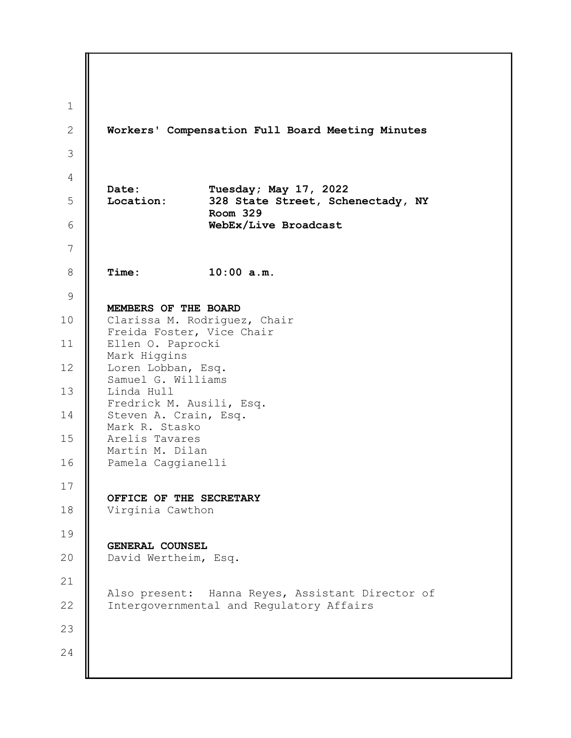# Workers' Compensation Full Board Meeting Minutes

**Date:** Tuesday; May 17, 2022
**Location:** 328 State Street, Schenectady, NY
Room 329
WebEx/Live Broadcast

**Time:** 10:00 a.m.

**MEMBERS OF THE BOARD**
Clarissa M. Rodriguez, Chair
Freida Foster, Vice Chair
Ellen O. Paprocki
Mark Higgins
Loren Lobban, Esq.
Samuel G. Williams
Linda Hull
Fredrick M. Ausili, Esq.
Steven A. Crain, Esq.
Mark R. Stasko
Arelis Tavares
Martin M. Dilan
Pamela Caggianelli

**OFFICE OF THE SECRETARY**
Virginia Cawthon

**GENERAL COUNSEL**
David Wertheim, Esq.

Also present: Hanna Reyes, Assistant Director of Intergovernmental and Regulatory Affairs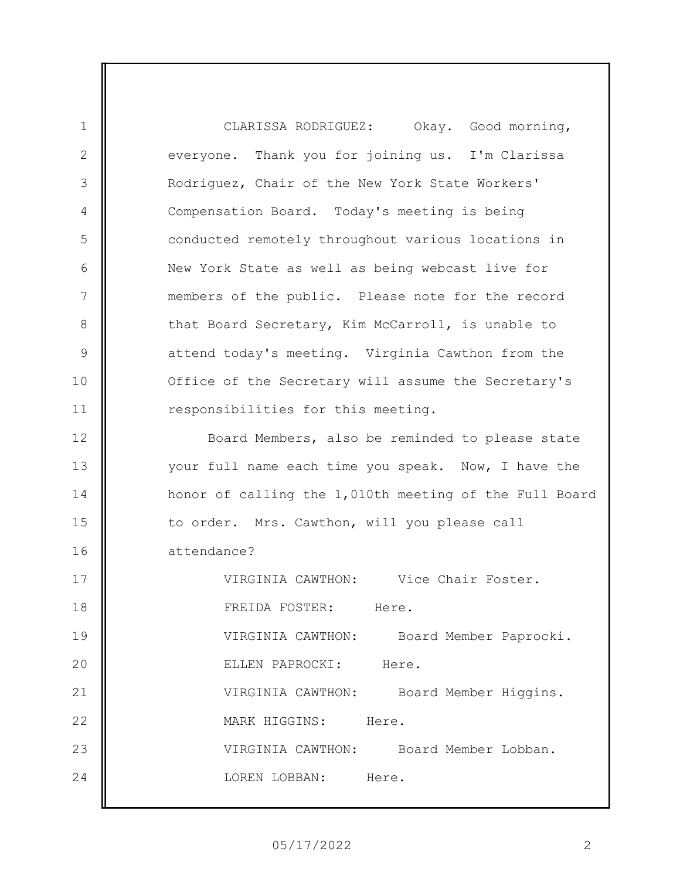CLARISSA RODRIGUEZ: Okay. Good morning, everyone. Thank you for joining us. I'm Clarissa Rodriguez, Chair of the New York State Workers' Compensation Board. Today's meeting is being conducted remotely throughout various locations in New York State as well as being webcast live for members of the public. Please note for the record that Board Secretary, Kim McCarroll, is unable to attend today's meeting. Virginia Cawthon from the Office of the Secretary will assume the Secretary's responsibilities for this meeting.

Board Members, also be reminded to please state your full name each time you speak. Now, I have the honor of calling the 1,010th meeting of the Full Board to order. Mrs. Cawthon, will you please call attendance?

VIRGINIA CAWTHON: Vice Chair Foster.

FREIDA FOSTER: Here.

VIRGINIA CAWTHON: Board Member Paprocki.

ELLEN PAPROCKI: Here.

VIRGINIA CAWTHON: Board Member Higgins.

MARK HIGGINS: Here.

VIRGINIA CAWTHON: Board Member Lobban.

LOREN LOBBAN: Here.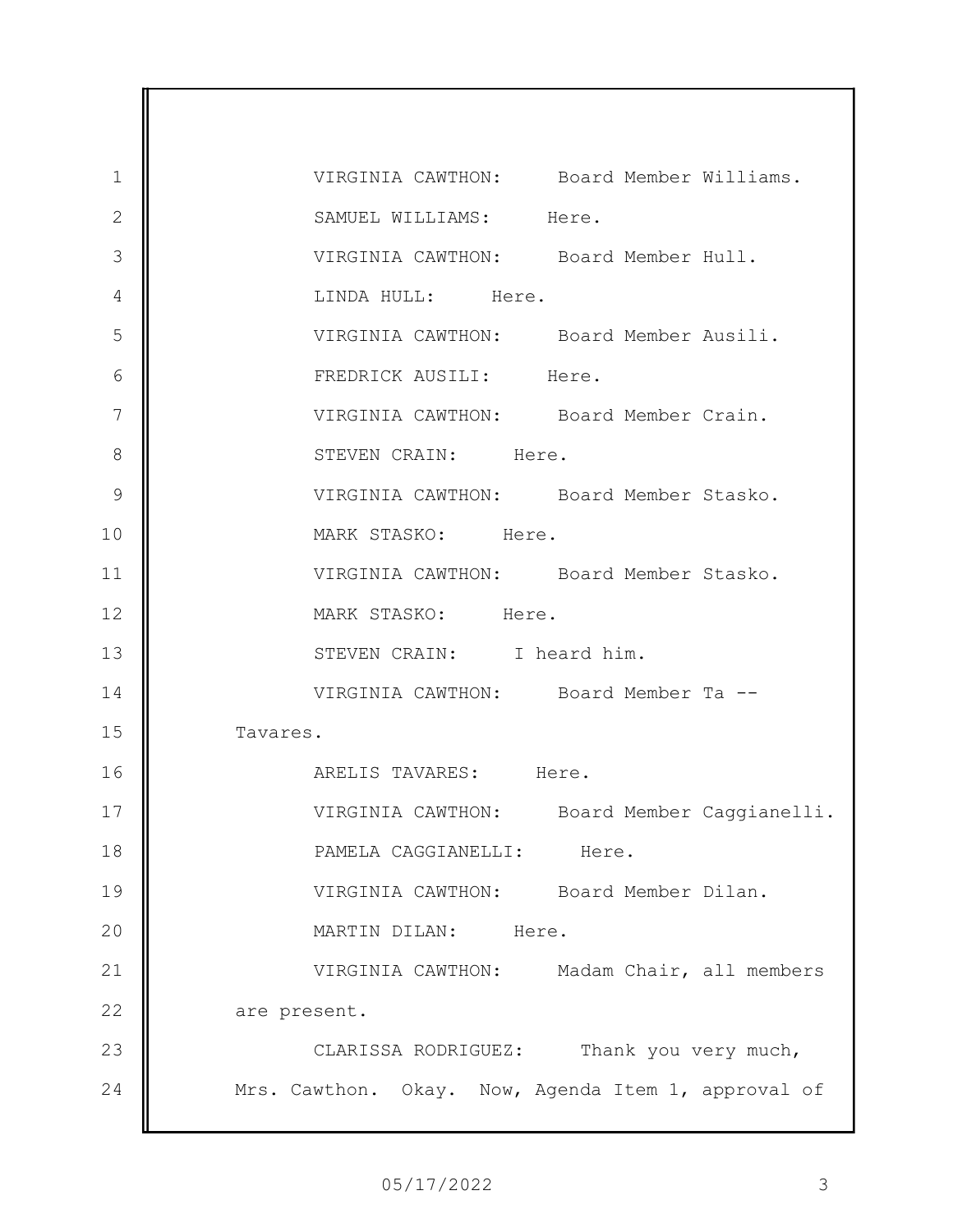VIRGINIA CAWTHON: Board Member Williams.

SAMUEL WILLIAMS: Here.

VIRGINIA CAWTHON: Board Member Hull.

LINDA HULL: Here.

VIRGINIA CAWTHON: Board Member Ausili.

FREDRICK AUSILI: Here.

VIRGINIA CAWTHON: Board Member Crain.

STEVEN CRAIN: Here.

VIRGINIA CAWTHON: Board Member Stasko.

MARK STASKO: Here.

VIRGINIA CAWTHON: Board Member Stasko.

MARK STASKO: Here.

STEVEN CRAIN: I heard him.

VIRGINIA CAWTHON: Board Member Ta -- Tavares.

ARELIS TAVARES: Here.

VIRGINIA CAWTHON: Board Member Caggianelli.

PAMELA CAGGIANELLI: Here.

VIRGINIA CAWTHON: Board Member Dilan.

MARTIN DILAN: Here.

VIRGINIA CAWTHON: Madam Chair, all members are present.

CLARISSA RODRIGUEZ: Thank you very much, Mrs. Cawthon. Okay. Now, Agenda Item 1, approval of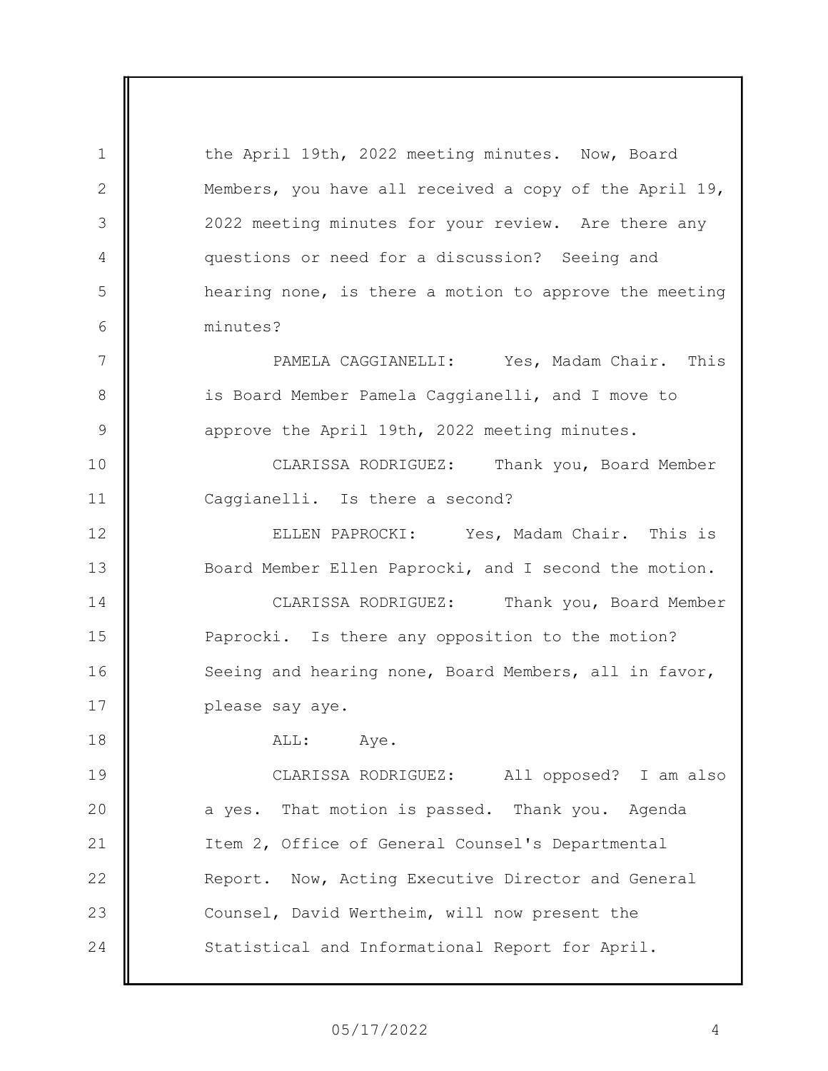the April 19th, 2022 meeting minutes. Now, Board Members, you have all received a copy of the April 19, 2022 meeting minutes for your review. Are there any questions or need for a discussion? Seeing and hearing none, is there a motion to approve the meeting minutes?

PAMELA CAGGIANELLI: Yes, Madam Chair. This is Board Member Pamela Caggianelli, and I move to approve the April 19th, 2022 meeting minutes.

CLARISSA RODRIGUEZ: Thank you, Board Member Caggianelli. Is there a second?

ELLEN PAPROCKI: Yes, Madam Chair. This is Board Member Ellen Paprocki, and I second the motion.

CLARISSA RODRIGUEZ: Thank you, Board Member Paprocki. Is there any opposition to the motion? Seeing and hearing none, Board Members, all in favor, please say aye.

ALL: Aye.

CLARISSA RODRIGUEZ: All opposed? I am also a yes. That motion is passed. Thank you. Agenda Item 2, Office of General Counsel's Departmental Report. Now, Acting Executive Director and General Counsel, David Wertheim, will now present the Statistical and Informational Report for April.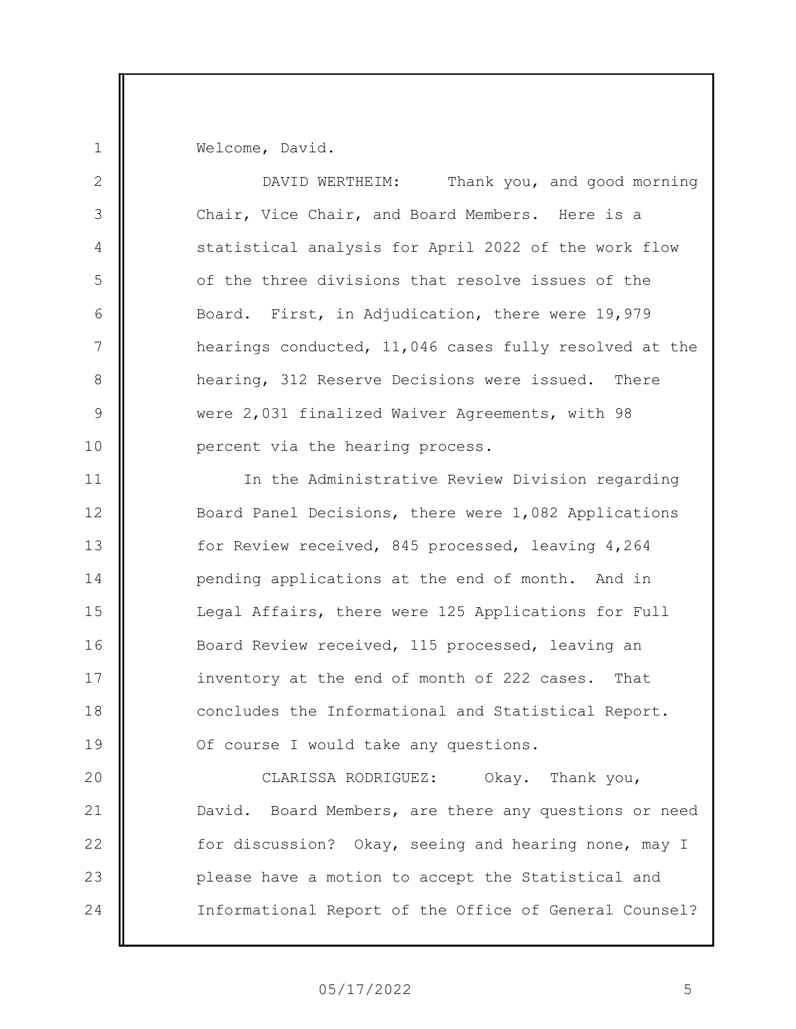Welcome, David.

DAVID WERTHEIM: Thank you, and good morning Chair, Vice Chair, and Board Members. Here is a statistical analysis for April 2022 of the work flow of the three divisions that resolve issues of the Board. First, in Adjudication, there were 19,979 hearings conducted, 11,046 cases fully resolved at the hearing, 312 Reserve Decisions were issued. There were 2,031 finalized Waiver Agreements, with 98 percent via the hearing process.

In the Administrative Review Division regarding Board Panel Decisions, there were 1,082 Applications for Review received, 845 processed, leaving 4,264 pending applications at the end of month. And in Legal Affairs, there were 125 Applications for Full Board Review received, 115 processed, leaving an inventory at the end of month of 222 cases. That concludes the Informational and Statistical Report. Of course I would take any questions.

CLARISSA RODRIGUEZ: Okay. Thank you, David. Board Members, are there any questions or need for discussion? Okay, seeing and hearing none, may I please have a motion to accept the Statistical and Informational Report of the Office of General Counsel?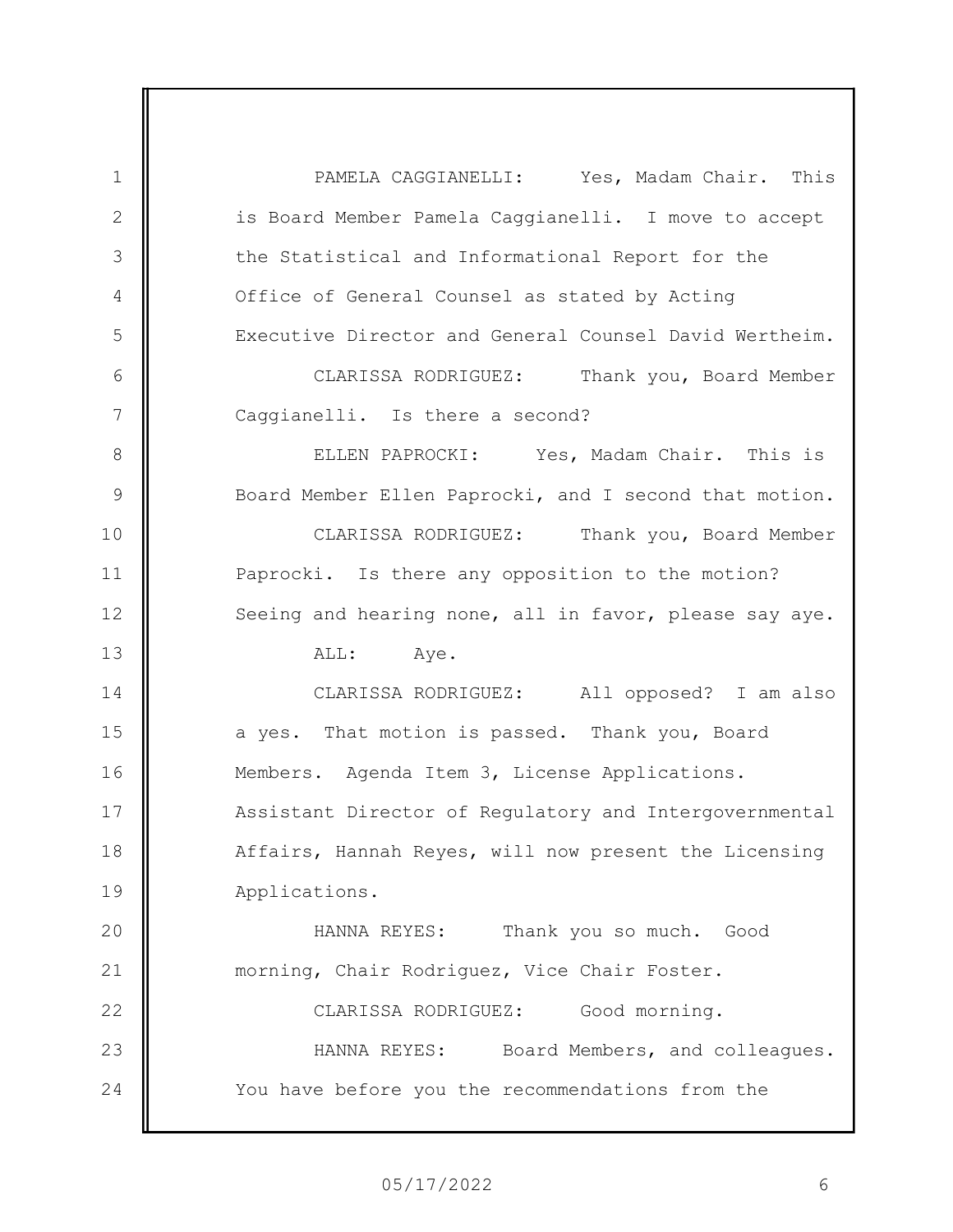PAMELA CAGGIANELLI: Yes, Madam Chair. This is Board Member Pamela Caggianelli. I move to accept the Statistical and Informational Report for the Office of General Counsel as stated by Acting Executive Director and General Counsel David Wertheim.

CLARISSA RODRIGUEZ: Thank you, Board Member Caggianelli. Is there a second?

ELLEN PAPROCKI: Yes, Madam Chair. This is Board Member Ellen Paprocki, and I second that motion.

CLARISSA RODRIGUEZ: Thank you, Board Member Paprocki. Is there any opposition to the motion? Seeing and hearing none, all in favor, please say aye.

ALL: Aye.

CLARISSA RODRIGUEZ: All opposed? I am also a yes. That motion is passed. Thank you, Board Members. Agenda Item 3, License Applications. Assistant Director of Regulatory and Intergovernmental Affairs, Hannah Reyes, will now present the Licensing Applications.

HANNA REYES: Thank you so much. Good morning, Chair Rodriguez, Vice Chair Foster.

CLARISSA RODRIGUEZ: Good morning.

HANNA REYES: Board Members, and colleagues. You have before you the recommendations from the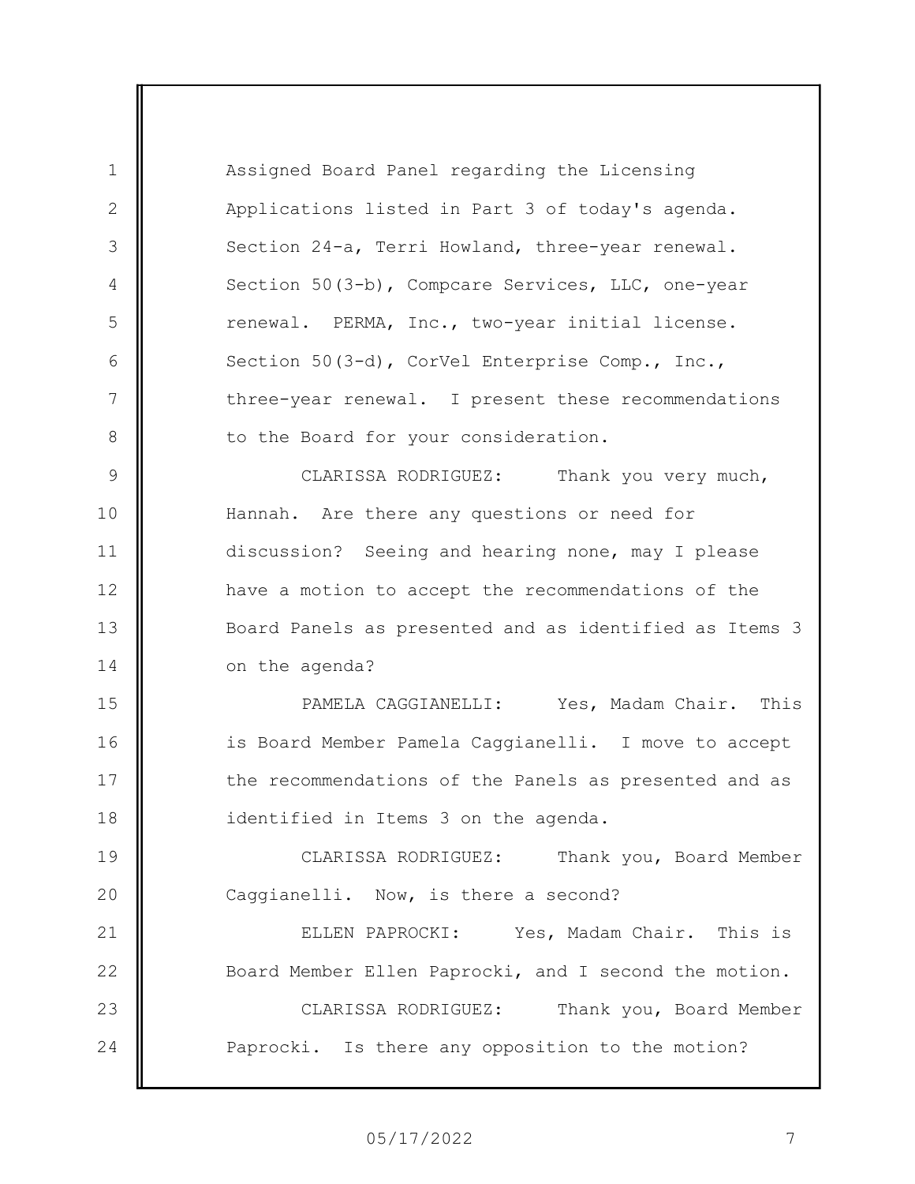Assigned Board Panel regarding the Licensing Applications listed in Part 3 of today's agenda. Section 24-a, Terri Howland, three-year renewal. Section 50(3-b), Compcare Services, LLC, one-year renewal. PERMA, Inc., two-year initial license. Section 50(3-d), CorVel Enterprise Comp., Inc., three-year renewal. I present these recommendations to the Board for your consideration.

CLARISSA RODRIGUEZ: Thank you very much, Hannah. Are there any questions or need for discussion? Seeing and hearing none, may I please have a motion to accept the recommendations of the Board Panels as presented and as identified as Items 3 on the agenda?

PAMELA CAGGIANELLI: Yes, Madam Chair. This is Board Member Pamela Caggianelli. I move to accept the recommendations of the Panels as presented and as identified in Items 3 on the agenda.

CLARISSA RODRIGUEZ: Thank you, Board Member Caggianelli. Now, is there a second?

ELLEN PAPROCKI: Yes, Madam Chair. This is Board Member Ellen Paprocki, and I second the motion.

CLARISSA RODRIGUEZ: Thank you, Board Member Paprocki. Is there any opposition to the motion?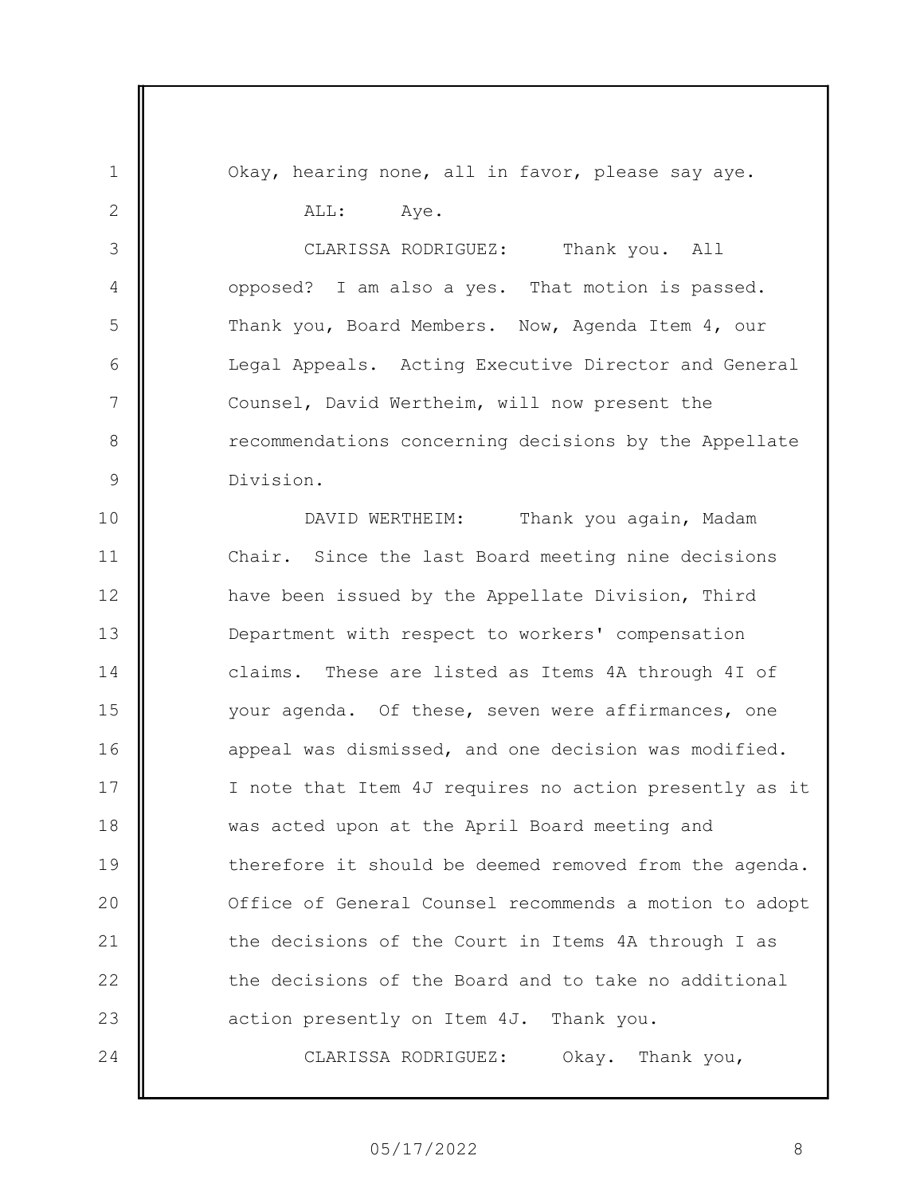Okay, hearing none, all in favor, please say aye.

ALL: Aye.

CLARISSA RODRIGUEZ: Thank you. All opposed? I am also a yes. That motion is passed. Thank you, Board Members. Now, Agenda Item 4, our Legal Appeals. Acting Executive Director and General Counsel, David Wertheim, will now present the recommendations concerning decisions by the Appellate Division.

DAVID WERTHEIM: Thank you again, Madam Chair. Since the last Board meeting nine decisions have been issued by the Appellate Division, Third Department with respect to workers' compensation claims. These are listed as Items 4A through 4I of your agenda. Of these, seven were affirmances, one appeal was dismissed, and one decision was modified. I note that Item 4J requires no action presently as it was acted upon at the April Board meeting and therefore it should be deemed removed from the agenda. Office of General Counsel recommends a motion to adopt the decisions of the Court in Items 4A through I as the decisions of the Board and to take no additional action presently on Item 4J. Thank you.

CLARISSA RODRIGUEZ: Okay. Thank you,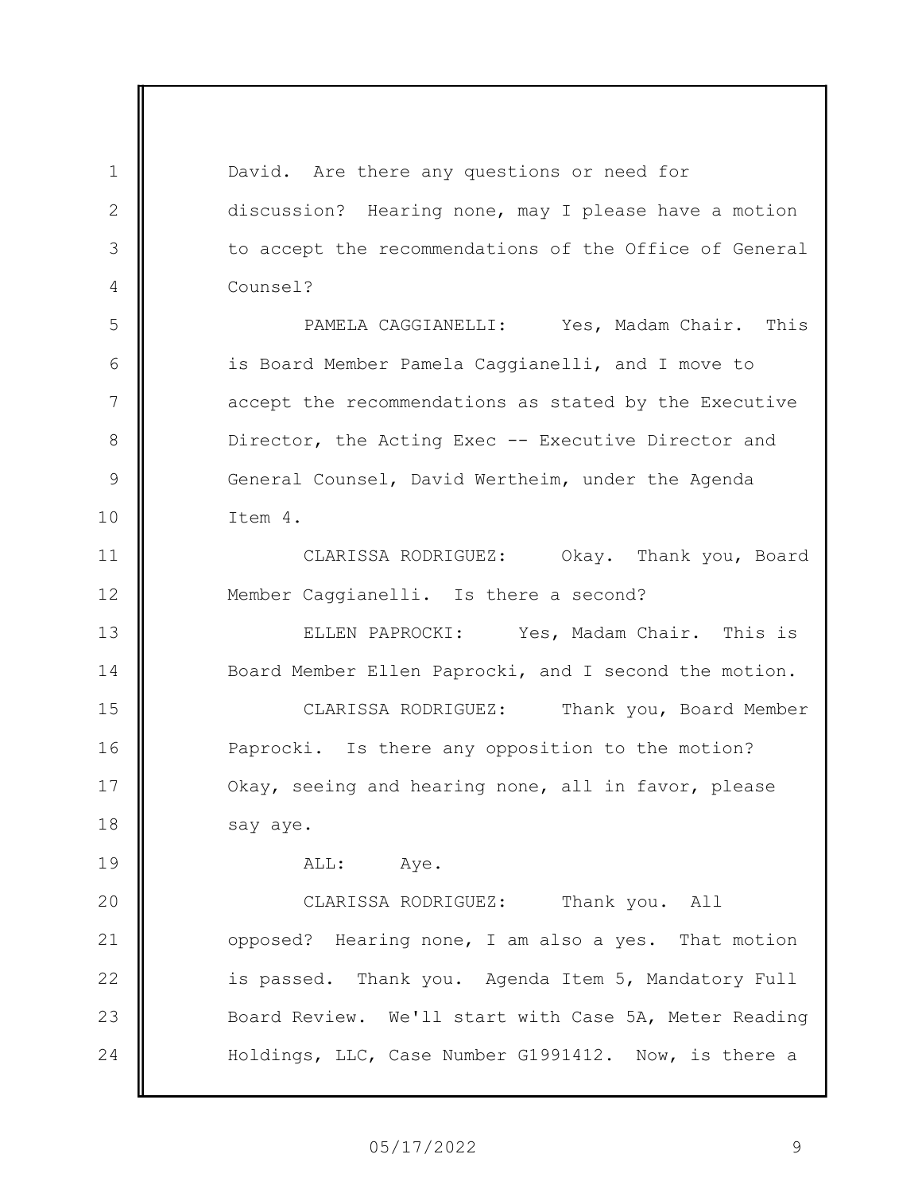David. Are there any questions or need for discussion? Hearing none, may I please have a motion to accept the recommendations of the Office of General Counsel?

PAMELA CAGGIANELLI: Yes, Madam Chair. This is Board Member Pamela Caggianelli, and I move to accept the recommendations as stated by the Executive Director, the Acting Exec -- Executive Director and General Counsel, David Wertheim, under the Agenda Item 4.

CLARISSA RODRIGUEZ: Okay. Thank you, Board Member Caggianelli. Is there a second?

ELLEN PAPROCKI: Yes, Madam Chair. This is Board Member Ellen Paprocki, and I second the motion.

CLARISSA RODRIGUEZ: Thank you, Board Member Paprocki. Is there any opposition to the motion? Okay, seeing and hearing none, all in favor, please say aye.

ALL: Aye.

CLARISSA RODRIGUEZ: Thank you. All opposed? Hearing none, I am also a yes. That motion is passed. Thank you. Agenda Item 5, Mandatory Full Board Review. We'll start with Case 5A, Meter Reading Holdings, LLC, Case Number G1991412. Now, is there a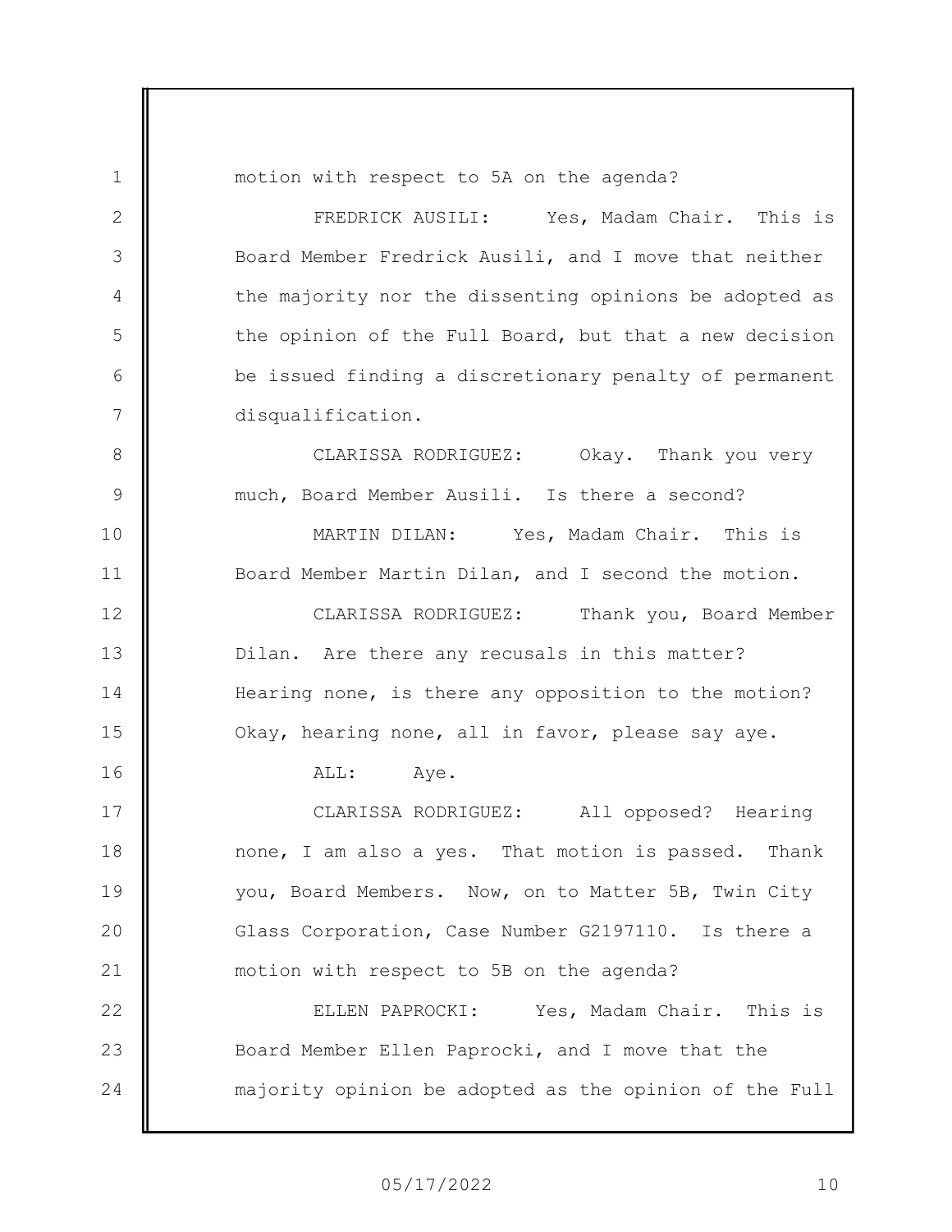motion with respect to 5A on the agenda?

FREDRICK AUSILI: Yes, Madam Chair. This is Board Member Fredrick Ausili, and I move that neither the majority nor the dissenting opinions be adopted as the opinion of the Full Board, but that a new decision be issued finding a discretionary penalty of permanent disqualification.

CLARISSA RODRIGUEZ: Okay. Thank you very much, Board Member Ausili. Is there a second?

MARTIN DILAN: Yes, Madam Chair. This is Board Member Martin Dilan, and I second the motion.

CLARISSA RODRIGUEZ: Thank you, Board Member Dilan. Are there any recusals in this matter? Hearing none, is there any opposition to the motion? Okay, hearing none, all in favor, please say aye.

ALL: Aye.

CLARISSA RODRIGUEZ: All opposed? Hearing none, I am also a yes. That motion is passed. Thank you, Board Members. Now, on to Matter 5B, Twin City Glass Corporation, Case Number G2197110. Is there a motion with respect to 5B on the agenda?

ELLEN PAPROCKI: Yes, Madam Chair. This is Board Member Ellen Paprocki, and I move that the majority opinion be adopted as the opinion of the Full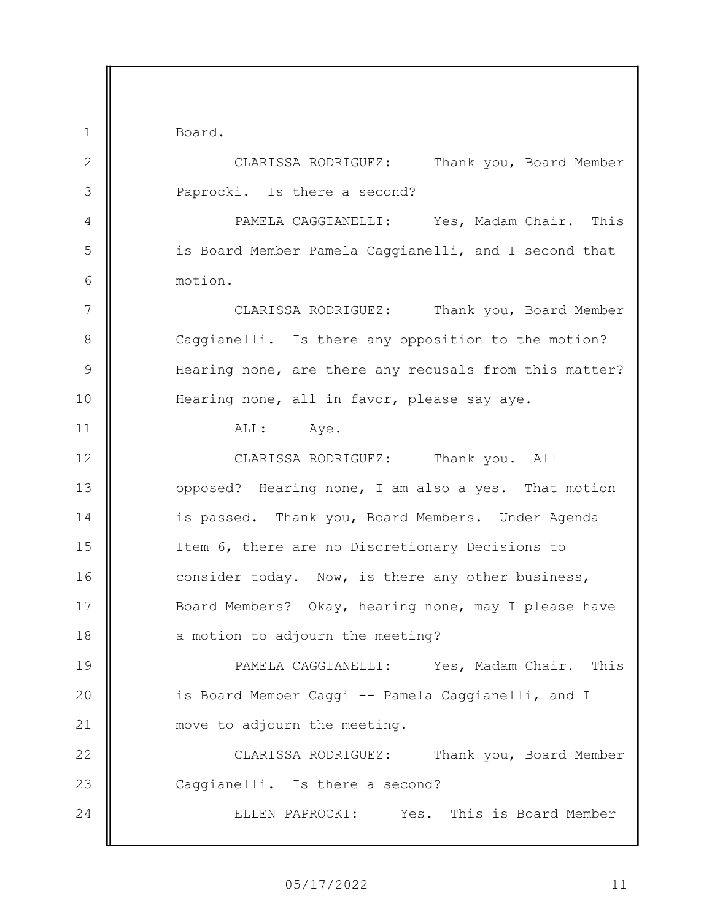Board.

CLARISSA RODRIGUEZ: Thank you, Board Member Paprocki. Is there a second?

PAMELA CAGGIANELLI: Yes, Madam Chair. This is Board Member Pamela Caggianelli, and I second that motion.

CLARISSA RODRIGUEZ: Thank you, Board Member Caggianelli. Is there any opposition to the motion? Hearing none, are there any recusals from this matter? Hearing none, all in favor, please say aye.

ALL: Aye.

CLARISSA RODRIGUEZ: Thank you. All opposed? Hearing none, I am also a yes. That motion is passed. Thank you, Board Members. Under Agenda Item 6, there are no Discretionary Decisions to consider today. Now, is there any other business, Board Members? Okay, hearing none, may I please have a motion to adjourn the meeting?

PAMELA CAGGIANELLI: Yes, Madam Chair. This is Board Member Caggi -- Pamela Caggianelli, and I move to adjourn the meeting.

CLARISSA RODRIGUEZ: Thank you, Board Member Caggianelli. Is there a second?

ELLEN PAPROCKI: Yes. This is Board Member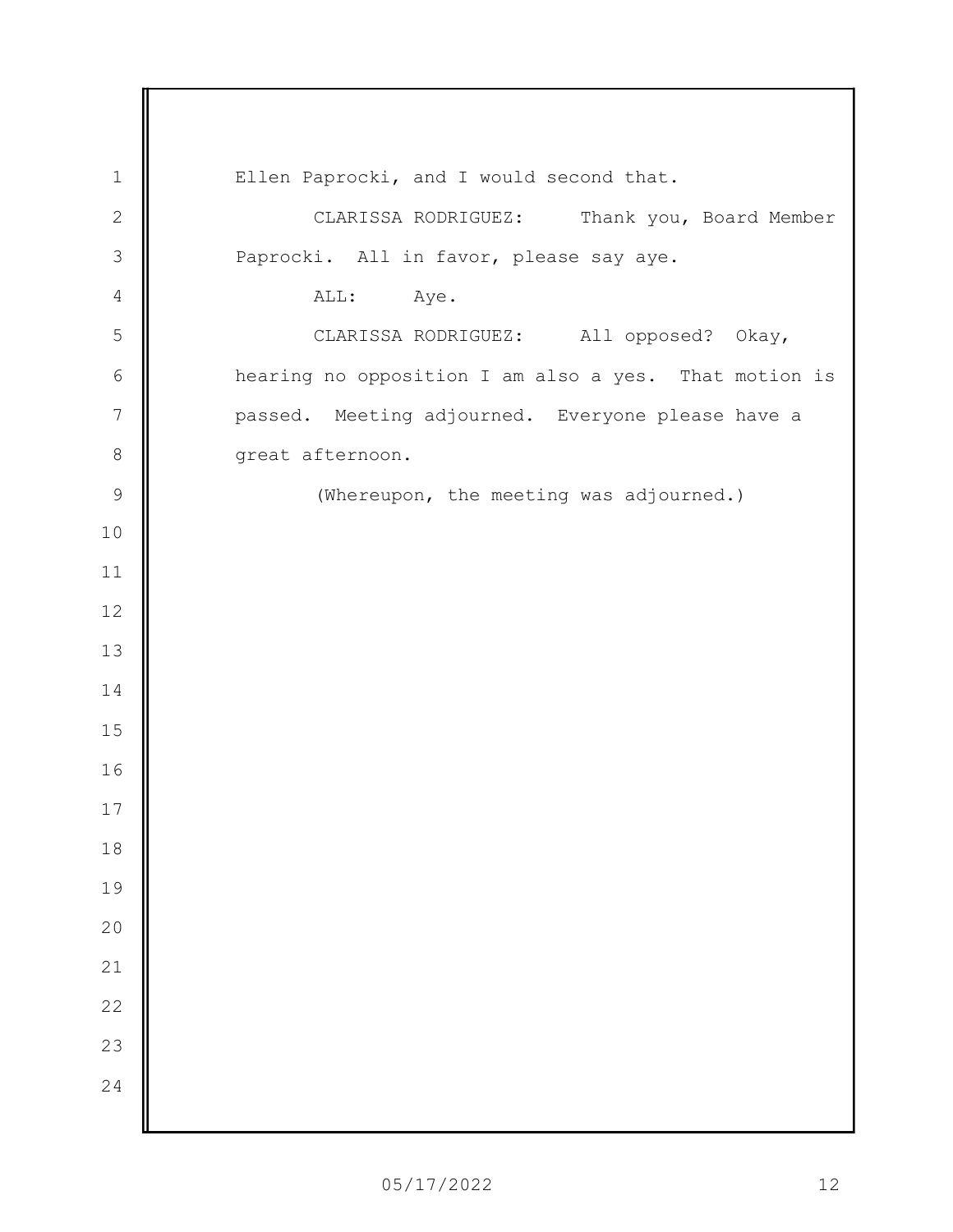Ellen Paprocki, and I would second that.

CLARISSA RODRIGUEZ: Thank you, Board Member Paprocki. All in favor, please say aye.

ALL: Aye.

CLARISSA RODRIGUEZ: All opposed? Okay, hearing no opposition I am also a yes. That motion is passed. Meeting adjourned. Everyone please have a great afternoon.

(Whereupon, the meeting was adjourned.)